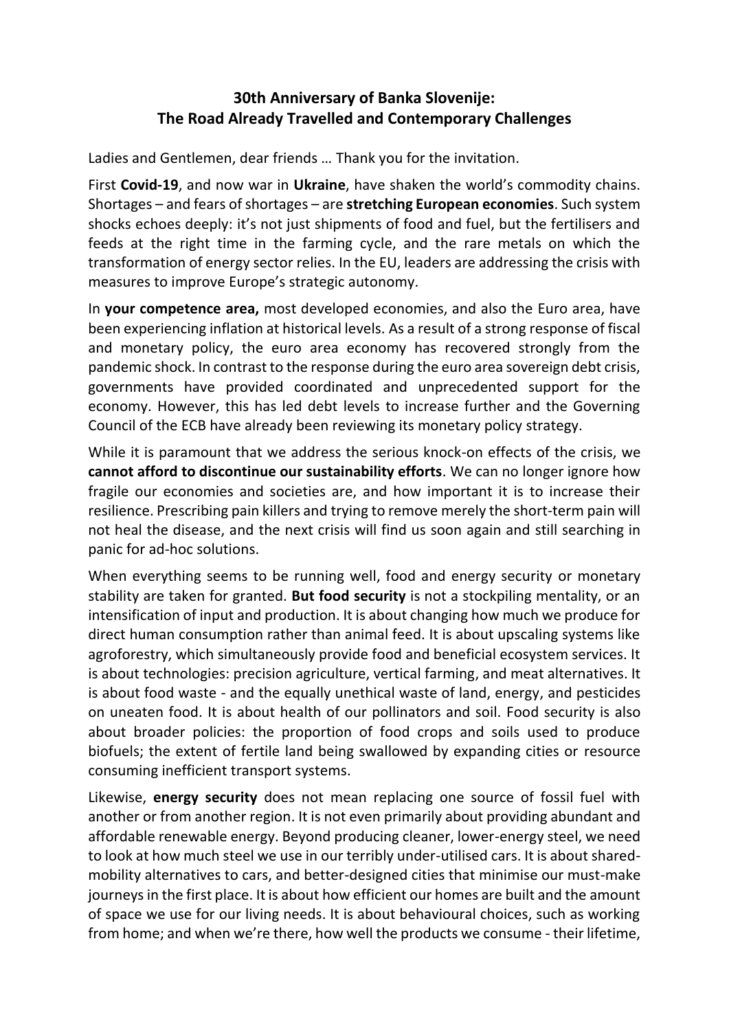# 30th Anniversary of Banka Slovenije: The Road Already Travelled and Contemporary Challenges

Ladies and Gentlemen, dear friends … Thank you for the invitation.

First **Covid-19**, and now war in **Ukraine**, have shaken the world's commodity chains. Shortages – and fears of shortages – are **stretching European economies**. Such system shocks echoes deeply: it's not just shipments of food and fuel, but the fertilisers and feeds at the right time in the farming cycle, and the rare metals on which the transformation of energy sector relies. In the EU, leaders are addressing the crisis with measures to improve Europe's strategic autonomy.

In **your competence area,** most developed economies, and also the Euro area, have been experiencing inflation at historical levels. As a result of a strong response of fiscal and monetary policy, the euro area economy has recovered strongly from the pandemic shock. In contrast to the response during the euro area sovereign debt crisis, governments have provided coordinated and unprecedented support for the economy. However, this has led debt levels to increase further and the Governing Council of the ECB have already been reviewing its monetary policy strategy.

While it is paramount that we address the serious knock-on effects of the crisis, we **cannot afford to discontinue our sustainability efforts**. We can no longer ignore how fragile our economies and societies are, and how important it is to increase their resilience. Prescribing pain killers and trying to remove merely the short-term pain will not heal the disease, and the next crisis will find us soon again and still searching in panic for ad-hoc solutions.

When everything seems to be running well, food and energy security or monetary stability are taken for granted. **But food security** is not a stockpiling mentality, or an intensification of input and production. It is about changing how much we produce for direct human consumption rather than animal feed. It is about upscaling systems like agroforestry, which simultaneously provide food and beneficial ecosystem services. It is about technologies: precision agriculture, vertical farming, and meat alternatives. It is about food waste - and the equally unethical waste of land, energy, and pesticides on uneaten food. It is about health of our pollinators and soil. Food security is also about broader policies: the proportion of food crops and soils used to produce biofuels; the extent of fertile land being swallowed by expanding cities or resource consuming inefficient transport systems.

Likewise, **energy security** does not mean replacing one source of fossil fuel with another or from another region. It is not even primarily about providing abundant and affordable renewable energy. Beyond producing cleaner, lower-energy steel, we need to look at how much steel we use in our terribly under-utilised cars. It is about shared-mobility alternatives to cars, and better-designed cities that minimise our must-make journeys in the first place. It is about how efficient our homes are built and the amount of space we use for our living needs. It is about behavioural choices, such as working from home; and when we're there, how well the products we consume - their lifetime,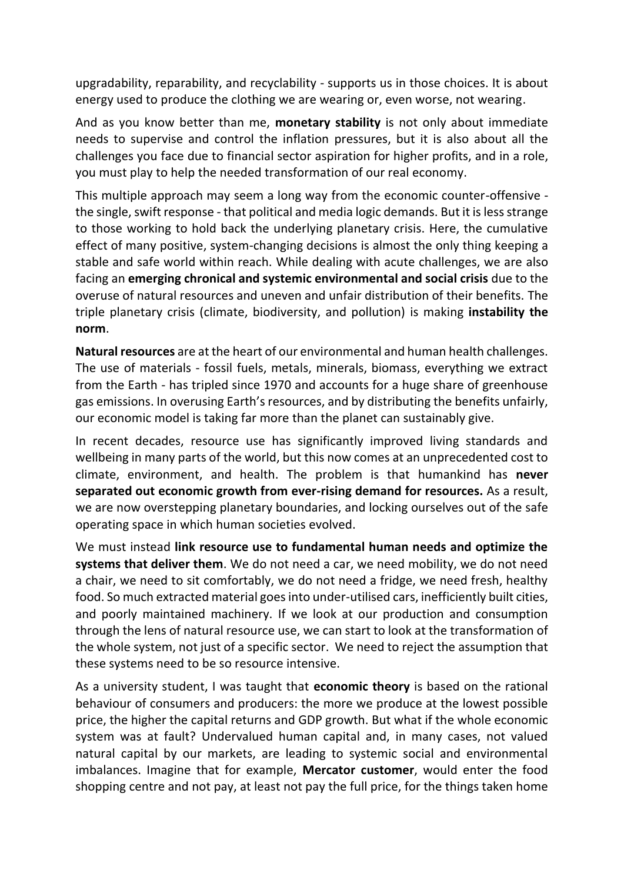upgradability, reparability, and recyclability - supports us in those choices. It is about energy used to produce the clothing we are wearing or, even worse, not wearing.

And as you know better than me, **monetary stability** is not only about immediate needs to supervise and control the inflation pressures, but it is also about all the challenges you face due to financial sector aspiration for higher profits, and in a role, you must play to help the needed transformation of our real economy.

This multiple approach may seem a long way from the economic counter-offensive - the single, swift response - that political and media logic demands. But it is less strange to those working to hold back the underlying planetary crisis. Here, the cumulative effect of many positive, system-changing decisions is almost the only thing keeping a stable and safe world within reach. While dealing with acute challenges, we are also facing an **emerging chronical and systemic environmental and social crisis** due to the overuse of natural resources and uneven and unfair distribution of their benefits. The triple planetary crisis (climate, biodiversity, and pollution) is making **instability the norm**.

**Natural resources** are at the heart of our environmental and human health challenges. The use of materials - fossil fuels, metals, minerals, biomass, everything we extract from the Earth - has tripled since 1970 and accounts for a huge share of greenhouse gas emissions. In overusing Earth's resources, and by distributing the benefits unfairly, our economic model is taking far more than the planet can sustainably give.

In recent decades, resource use has significantly improved living standards and wellbeing in many parts of the world, but this now comes at an unprecedented cost to climate, environment, and health. The problem is that humankind has **never separated out economic growth from ever-rising demand for resources.** As a result, we are now overstepping planetary boundaries, and locking ourselves out of the safe operating space in which human societies evolved.

We must instead **link resource use to fundamental human needs and optimize the systems that deliver them**. We do not need a car, we need mobility, we do not need a chair, we need to sit comfortably, we do not need a fridge, we need fresh, healthy food. So much extracted material goes into under-utilised cars, inefficiently built cities, and poorly maintained machinery. If we look at our production and consumption through the lens of natural resource use, we can start to look at the transformation of the whole system, not just of a specific sector. We need to reject the assumption that these systems need to be so resource intensive.

As a university student, I was taught that **economic theory** is based on the rational behaviour of consumers and producers: the more we produce at the lowest possible price, the higher the capital returns and GDP growth. But what if the whole economic system was at fault? Undervalued human capital and, in many cases, not valued natural capital by our markets, are leading to systemic social and environmental imbalances. Imagine that for example, **Mercator customer**, would enter the food shopping centre and not pay, at least not pay the full price, for the things taken home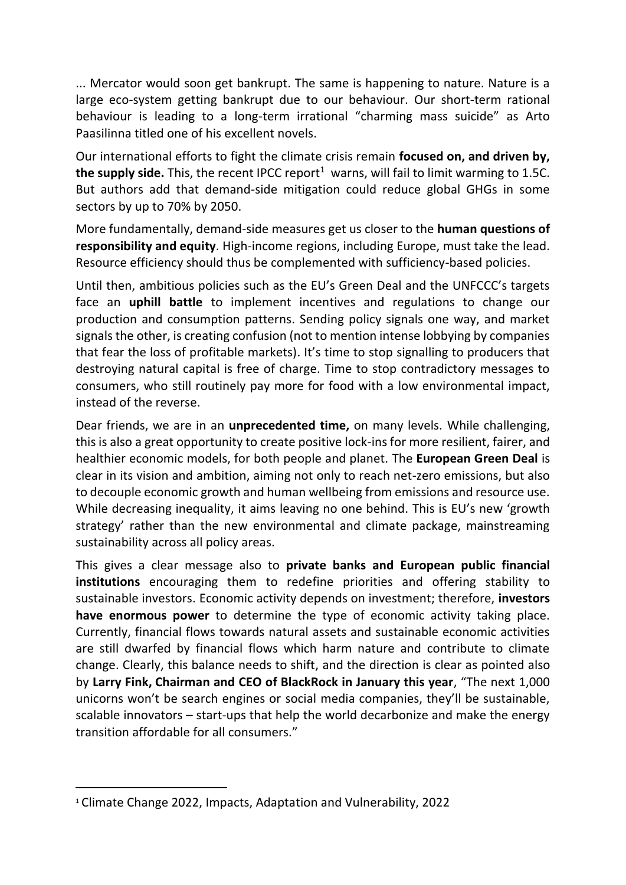... Mercator would soon get bankrupt. The same is happening to nature. Nature is a large eco-system getting bankrupt due to our behaviour. Our short-term rational behaviour is leading to a long-term irrational "charming mass suicide" as Arto Paasilinna titled one of his excellent novels.

Our international efforts to fight the climate crisis remain **focused on, and driven by, the supply side.** This, the recent IPCC report[1] warns, will fail to limit warming to 1.5C. But authors add that demand-side mitigation could reduce global GHGs in some sectors by up to 70% by 2050.

More fundamentally, demand-side measures get us closer to the **human questions of responsibility and equity**. High-income regions, including Europe, must take the lead. Resource efficiency should thus be complemented with sufficiency-based policies.

Until then, ambitious policies such as the EU's Green Deal and the UNFCCC's targets face an **uphill battle** to implement incentives and regulations to change our production and consumption patterns. Sending policy signals one way, and market signals the other, is creating confusion (not to mention intense lobbying by companies that fear the loss of profitable markets). It's time to stop signalling to producers that destroying natural capital is free of charge. Time to stop contradictory messages to consumers, who still routinely pay more for food with a low environmental impact, instead of the reverse.

Dear friends, we are in an **unprecedented time,** on many levels. While challenging, this is also a great opportunity to create positive lock-ins for more resilient, fairer, and healthier economic models, for both people and planet. The **European Green Deal** is clear in its vision and ambition, aiming not only to reach net-zero emissions, but also to decouple economic growth and human wellbeing from emissions and resource use. While decreasing inequality, it aims leaving no one behind. This is EU's new 'growth strategy' rather than the new environmental and climate package, mainstreaming sustainability across all policy areas.

This gives a clear message also to **private banks and European public financial institutions** encouraging them to redefine priorities and offering stability to sustainable investors. Economic activity depends on investment; therefore, **investors have enormous power** to determine the type of economic activity taking place. Currently, financial flows towards natural assets and sustainable economic activities are still dwarfed by financial flows which harm nature and contribute to climate change. Clearly, this balance needs to shift, and the direction is clear as pointed also by **Larry Fink, Chairman and CEO of BlackRock in January this year**, "The next 1,000 unicorns won't be search engines or social media companies, they'll be sustainable, scalable innovators – start-ups that help the world decarbonize and make the energy transition affordable for all consumers."

---

[1] Climate Change 2022, Impacts, Adaptation and Vulnerability, 2022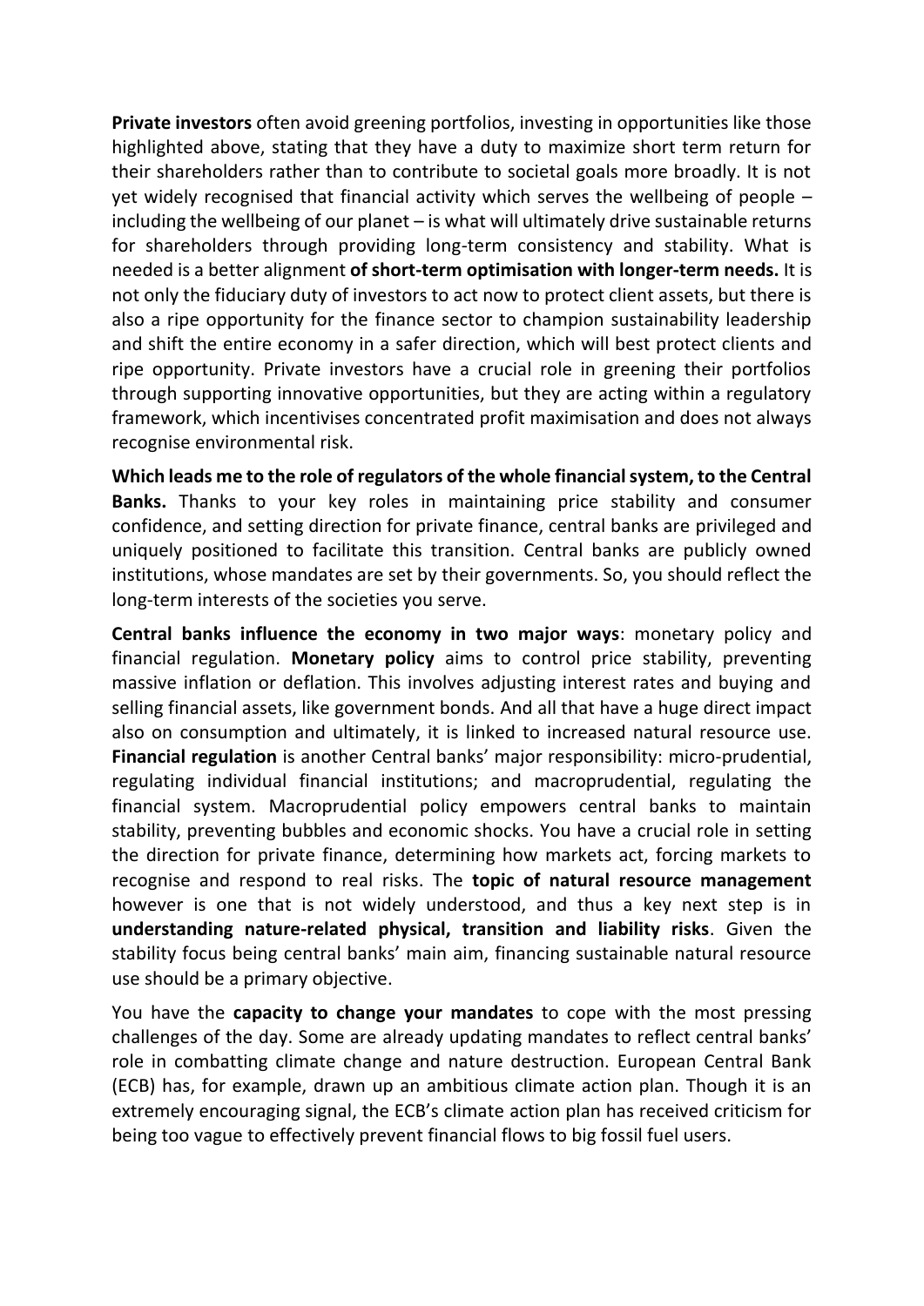**Private investors** often avoid greening portfolios, investing in opportunities like those highlighted above, stating that they have a duty to maximize short term return for their shareholders rather than to contribute to societal goals more broadly. It is not yet widely recognised that financial activity which serves the wellbeing of people – including the wellbeing of our planet – is what will ultimately drive sustainable returns for shareholders through providing long-term consistency and stability. What is needed is a better alignment **of short-term optimisation with longer-term needs.** It is not only the fiduciary duty of investors to act now to protect client assets, but there is also a ripe opportunity for the finance sector to champion sustainability leadership and shift the entire economy in a safer direction, which will best protect clients and ripe opportunity. Private investors have a crucial role in greening their portfolios through supporting innovative opportunities, but they are acting within a regulatory framework, which incentivises concentrated profit maximisation and does not always recognise environmental risk.

**Which leads me to the role of regulators of the whole financial system, to the Central Banks.** Thanks to your key roles in maintaining price stability and consumer confidence, and setting direction for private finance, central banks are privileged and uniquely positioned to facilitate this transition. Central banks are publicly owned institutions, whose mandates are set by their governments. So, you should reflect the long-term interests of the societies you serve.

**Central banks influence the economy in two major ways**: monetary policy and financial regulation. **Monetary policy** aims to control price stability, preventing massive inflation or deflation. This involves adjusting interest rates and buying and selling financial assets, like government bonds. And all that have a huge direct impact also on consumption and ultimately, it is linked to increased natural resource use. **Financial regulation** is another Central banks' major responsibility: micro-prudential, regulating individual financial institutions; and macroprudential, regulating the financial system. Macroprudential policy empowers central banks to maintain stability, preventing bubbles and economic shocks. You have a crucial role in setting the direction for private finance, determining how markets act, forcing markets to recognise and respond to real risks. The **topic of natural resource management** however is one that is not widely understood, and thus a key next step is in **understanding nature-related physical, transition and liability risks**. Given the stability focus being central banks' main aim, financing sustainable natural resource use should be a primary objective.

You have the **capacity to change your mandates** to cope with the most pressing challenges of the day. Some are already updating mandates to reflect central banks' role in combatting climate change and nature destruction. European Central Bank (ECB) has, for example, drawn up an ambitious climate action plan. Though it is an extremely encouraging signal, the ECB's climate action plan has received criticism for being too vague to effectively prevent financial flows to big fossil fuel users.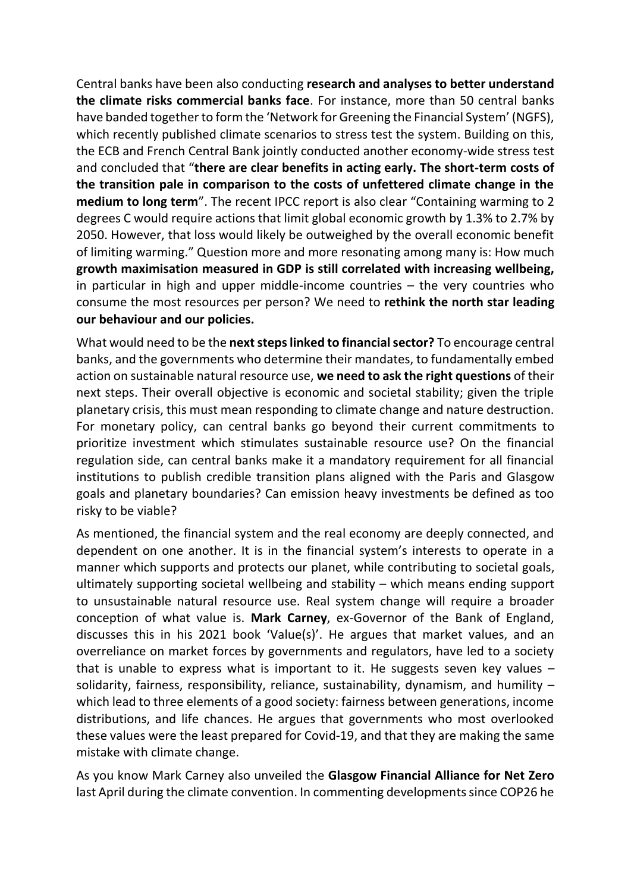Central banks have been also conducting **research and analyses to better understand the climate risks commercial banks face**. For instance, more than 50 central banks have banded together to form the 'Network for Greening the Financial System' (NGFS), which recently published climate scenarios to stress test the system. Building on this, the ECB and French Central Bank jointly conducted another economy-wide stress test and concluded that "**there are clear benefits in acting early. The short-term costs of the transition pale in comparison to the costs of unfettered climate change in the medium to long term**". The recent IPCC report is also clear "Containing warming to 2 degrees C would require actions that limit global economic growth by 1.3% to 2.7% by 2050. However, that loss would likely be outweighed by the overall economic benefit of limiting warming." Question more and more resonating among many is: How much **growth maximisation measured in GDP is still correlated with increasing wellbeing,** in particular in high and upper middle-income countries – the very countries who consume the most resources per person? We need to **rethink the north star leading our behaviour and our policies.**

What would need to be the **next steps linked to financial sector?** To encourage central banks, and the governments who determine their mandates, to fundamentally embed action on sustainable natural resource use, **we need to ask the right questions** of their next steps. Their overall objective is economic and societal stability; given the triple planetary crisis, this must mean responding to climate change and nature destruction. For monetary policy, can central banks go beyond their current commitments to prioritize investment which stimulates sustainable resource use? On the financial regulation side, can central banks make it a mandatory requirement for all financial institutions to publish credible transition plans aligned with the Paris and Glasgow goals and planetary boundaries? Can emission heavy investments be defined as too risky to be viable?

As mentioned, the financial system and the real economy are deeply connected, and dependent on one another. It is in the financial system's interests to operate in a manner which supports and protects our planet, while contributing to societal goals, ultimately supporting societal wellbeing and stability – which means ending support to unsustainable natural resource use. Real system change will require a broader conception of what value is. **Mark Carney**, ex-Governor of the Bank of England, discusses this in his 2021 book 'Value(s)'. He argues that market values, and an overreliance on market forces by governments and regulators, have led to a society that is unable to express what is important to it. He suggests seven key values – solidarity, fairness, responsibility, reliance, sustainability, dynamism, and humility – which lead to three elements of a good society: fairness between generations, income distributions, and life chances. He argues that governments who most overlooked these values were the least prepared for Covid-19, and that they are making the same mistake with climate change.

As you know Mark Carney also unveiled the **Glasgow Financial Alliance for Net Zero** last April during the climate convention. In commenting developments since COP26 he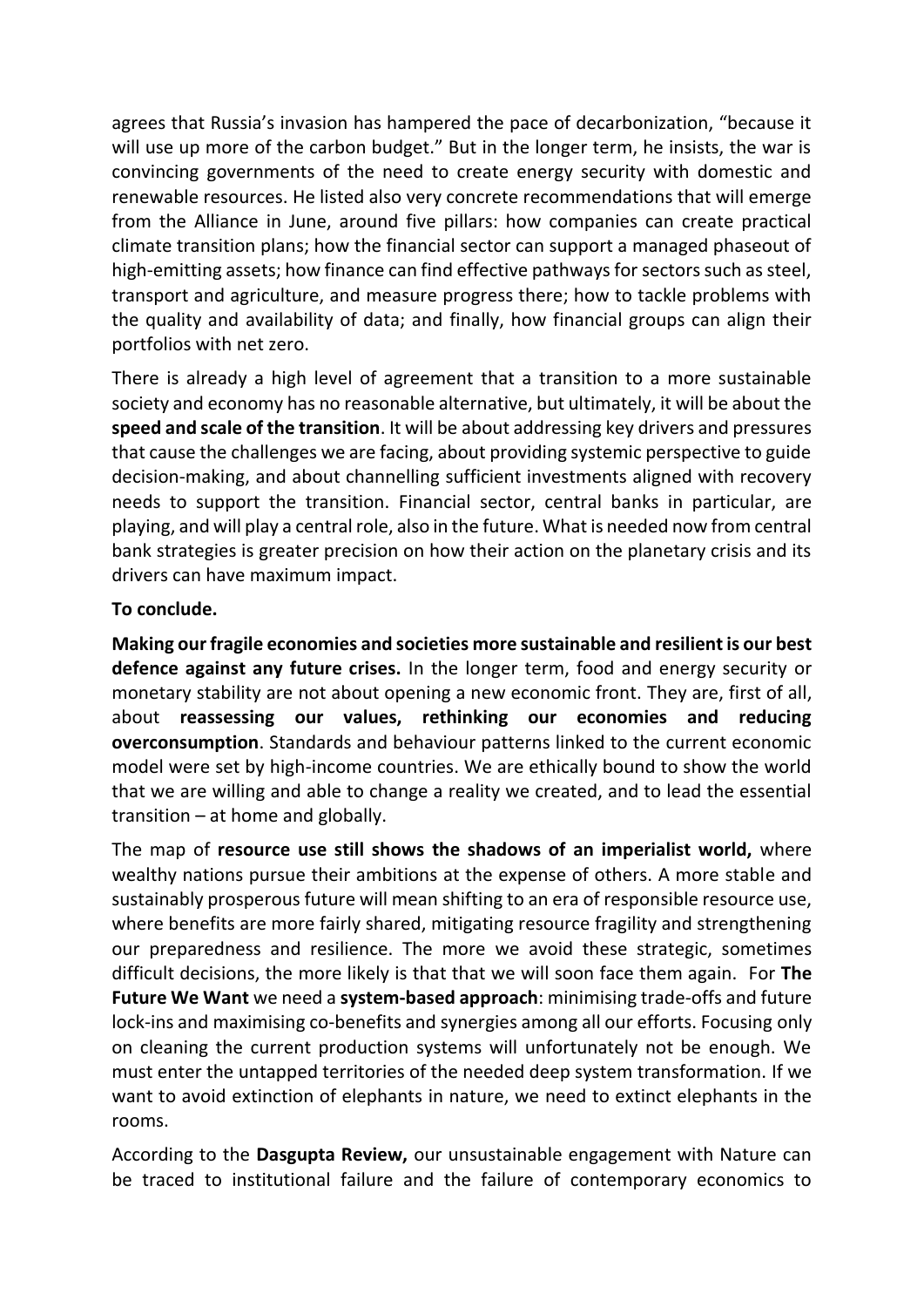agrees that Russia's invasion has hampered the pace of decarbonization, "because it will use up more of the carbon budget." But in the longer term, he insists, the war is convincing governments of the need to create energy security with domestic and renewable resources. He listed also very concrete recommendations that will emerge from the Alliance in June, around five pillars: how companies can create practical climate transition plans; how the financial sector can support a managed phaseout of high-emitting assets; how finance can find effective pathways for sectors such as steel, transport and agriculture, and measure progress there; how to tackle problems with the quality and availability of data; and finally, how financial groups can align their portfolios with net zero.

There is already a high level of agreement that a transition to a more sustainable society and economy has no reasonable alternative, but ultimately, it will be about the **speed and scale of the transition**. It will be about addressing key drivers and pressures that cause the challenges we are facing, about providing systemic perspective to guide decision-making, and about channelling sufficient investments aligned with recovery needs to support the transition. Financial sector, central banks in particular, are playing, and will play a central role, also in the future. What is needed now from central bank strategies is greater precision on how their action on the planetary crisis and its drivers can have maximum impact.

**To conclude.**

**Making our fragile economies and societies more sustainable and resilient is our best defence against any future crises.** In the longer term, food and energy security or monetary stability are not about opening a new economic front. They are, first of all, about **reassessing our values, rethinking our economies and reducing overconsumption**. Standards and behaviour patterns linked to the current economic model were set by high-income countries. We are ethically bound to show the world that we are willing and able to change a reality we created, and to lead the essential transition – at home and globally.

The map of **resource use still shows the shadows of an imperialist world,** where wealthy nations pursue their ambitions at the expense of others. A more stable and sustainably prosperous future will mean shifting to an era of responsible resource use, where benefits are more fairly shared, mitigating resource fragility and strengthening our preparedness and resilience. The more we avoid these strategic, sometimes difficult decisions, the more likely is that that we will soon face them again. For **The Future We Want** we need a **system-based approach**: minimising trade-offs and future lock-ins and maximising co-benefits and synergies among all our efforts. Focusing only on cleaning the current production systems will unfortunately not be enough. We must enter the untapped territories of the needed deep system transformation. If we want to avoid extinction of elephants in nature, we need to extinct elephants in the rooms.

According to the **Dasgupta Review,** our unsustainable engagement with Nature can be traced to institutional failure and the failure of contemporary economics to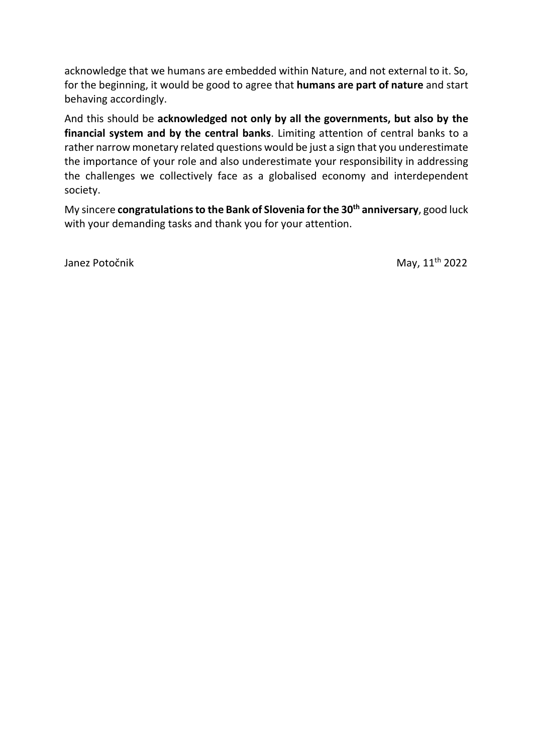acknowledge that we humans are embedded within Nature, and not external to it. So, for the beginning, it would be good to agree that **humans are part of nature** and start behaving accordingly.

And this should be **acknowledged not only by all the governments, but also by the financial system and by the central banks**. Limiting attention of central banks to a rather narrow monetary related questions would be just a sign that you underestimate the importance of your role and also underestimate your responsibility in addressing the challenges we collectively face as a globalised economy and interdependent society.

My sincere **congratulations to the Bank of Slovenia for the 30th anniversary**, good luck with your demanding tasks and thank you for your attention.

Janez Potočnik

May, 11th 2022